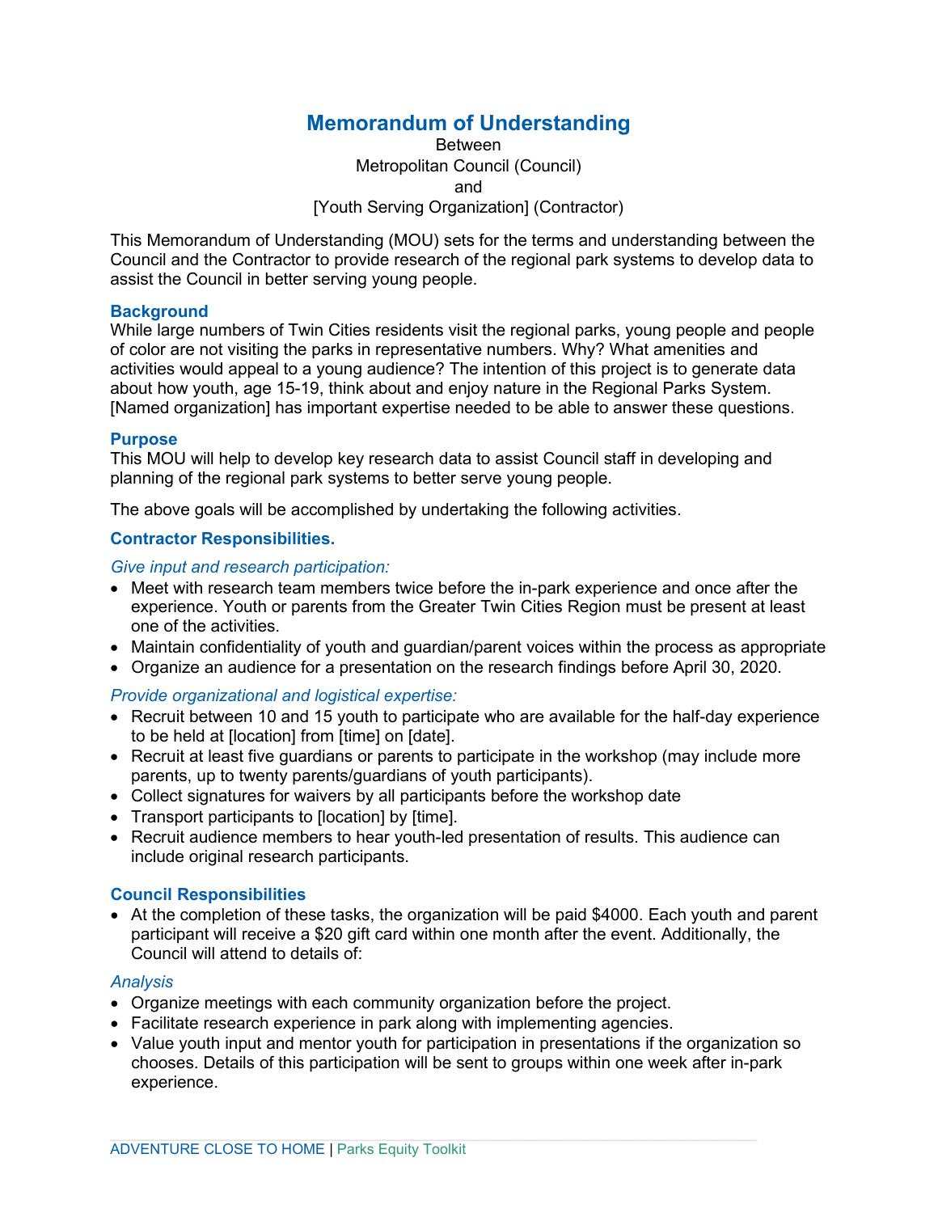# Memorandum of Understanding

Between
Metropolitan Council (Council)
and
[Youth Serving Organization] (Contractor)

This Memorandum of Understanding (MOU) sets for the terms and understanding between the Council and the Contractor to provide research of the regional park systems to develop data to assist the Council in better serving young people.

## Background

While large numbers of Twin Cities residents visit the regional parks, young people and people of color are not visiting the parks in representative numbers. Why? What amenities and activities would appeal to a young audience? The intention of this project is to generate data about how youth, age 15-19, think about and enjoy nature in the Regional Parks System. [Named organization] has important expertise needed to be able to answer these questions.

## Purpose

This MOU will help to develop key research data to assist Council staff in developing and planning of the regional park systems to better serve young people.

The above goals will be accomplished by undertaking the following activities.

## Contractor Responsibilities.

*Give input and research participation:*

- Meet with research team members twice before the in-park experience and once after the experience. Youth or parents from the Greater Twin Cities Region must be present at least one of the activities.
- Maintain confidentiality of youth and guardian/parent voices within the process as appropriate
- Organize an audience for a presentation on the research findings before April 30, 2020.

*Provide organizational and logistical expertise:*

- Recruit between 10 and 15 youth to participate who are available for the half-day experience to be held at [location] from [time] on [date].
- Recruit at least five guardians or parents to participate in the workshop (may include more parents, up to twenty parents/guardians of youth participants).
- Collect signatures for waivers by all participants before the workshop date
- Transport participants to [location] by [time].
- Recruit audience members to hear youth-led presentation of results. This audience can include original research participants.

## Council Responsibilities

- At the completion of these tasks, the organization will be paid $4000. Each youth and parent participant will receive a $20 gift card within one month after the event. Additionally, the Council will attend to details of:

*Analysis*

- Organize meetings with each community organization before the project.
- Facilitate research experience in park along with implementing agencies.
- Value youth input and mentor youth for participation in presentations if the organization so chooses. Details of this participation will be sent to groups within one week after in-park experience.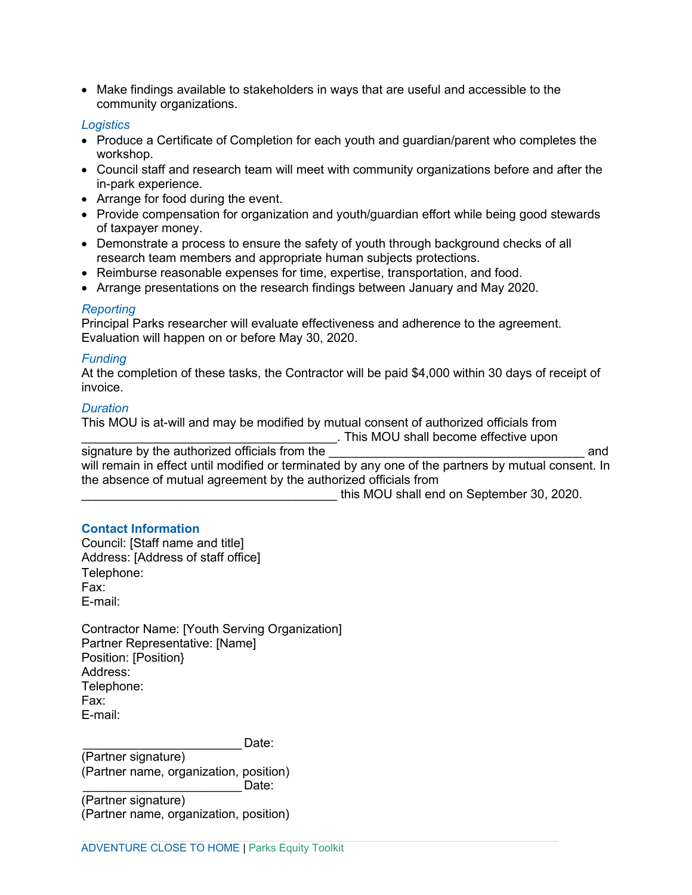- Make findings available to stakeholders in ways that are useful and accessible to the community organizations.

*Logistics*

- Produce a Certificate of Completion for each youth and guardian/parent who completes the workshop.
- Council staff and research team will meet with community organizations before and after the in-park experience.
- Arrange for food during the event.
- Provide compensation for organization and youth/guardian effort while being good stewards of taxpayer money.
- Demonstrate a process to ensure the safety of youth through background checks of all research team members and appropriate human subjects protections.
- Reimburse reasonable expenses for time, expertise, transportation, and food.
- Arrange presentations on the research findings between January and May 2020.

*Reporting*

Principal Parks researcher will evaluate effectiveness and adherence to the agreement. Evaluation will happen on or before May 30, 2020.

*Funding*

At the completion of these tasks, the Contractor will be paid $4,000 within 30 days of receipt of invoice.

*Duration*

This MOU is at-will and may be modified by mutual consent of authorized officials from ____________________________________. This MOU shall become effective upon signature by the authorized officials from the ____________________________________ and will remain in effect until modified or terminated by any one of the partners by mutual consent. In the absence of mutual agreement by the authorized officials from ____________________________________ this MOU shall end on September 30, 2020.

**Contact Information**

Council: [Staff name and title]
Address: [Address of staff office]
Telephone:
Fax:
E-mail:

Contractor Name: [Youth Serving Organization]
Partner Representative: [Name]
Position: [Position}
Address:
Telephone:
Fax:
E-mail:

______________________ Date:
(Partner signature)
(Partner name, organization, position)
______________________ Date:
(Partner signature)
(Partner name, organization, position)